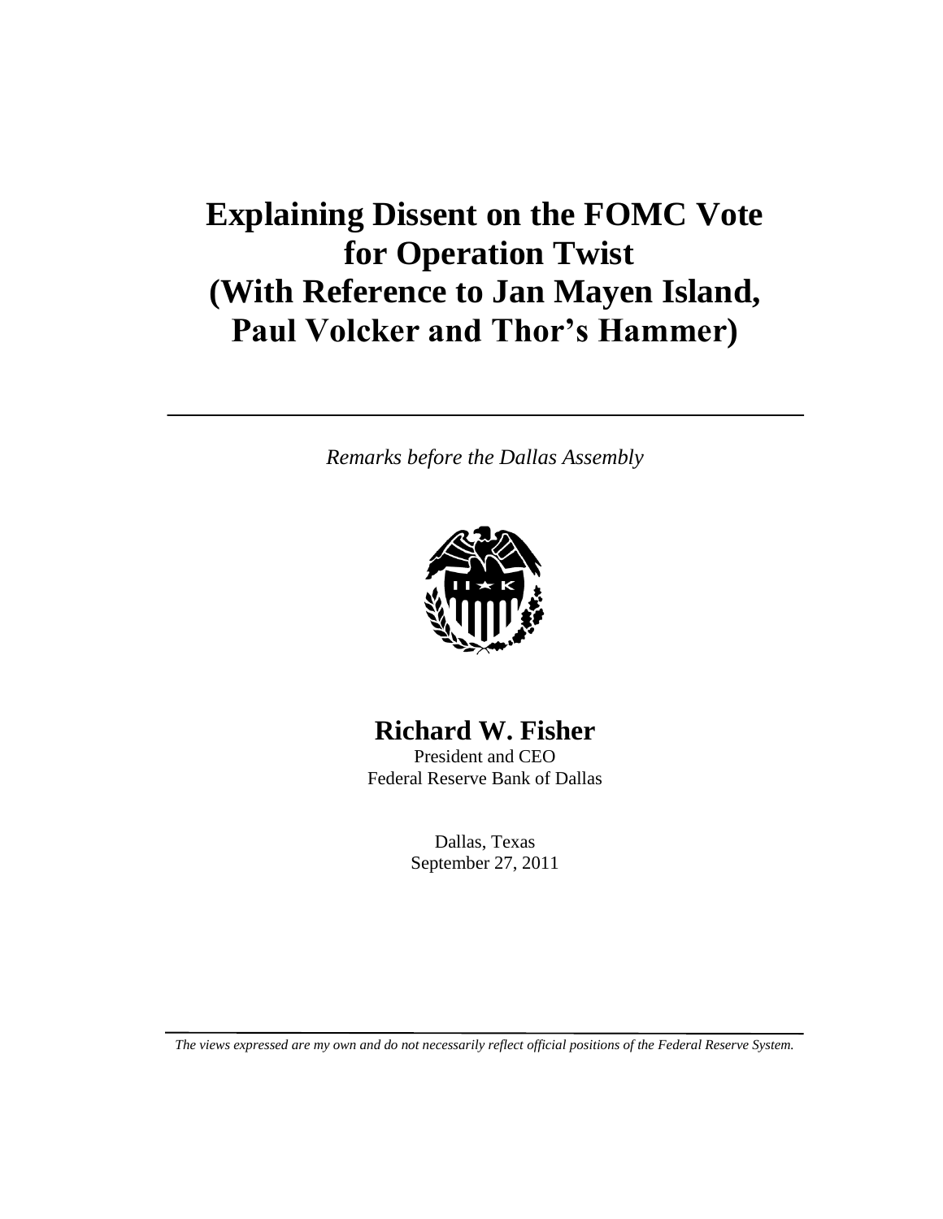# Explaining Dissent on the FOMC Vote for Operation Twist (With Reference to Jan Mayen Island, Paul Volcker and Thor's Hammer)

*Remarks before the Dallas Assembly*

**Richard W. Fisher**

President and CEO
Federal Reserve Bank of Dallas

Dallas, Texas
September 27, 2011

*The views expressed are my own and do not necessarily reflect official positions of the Federal Reserve System.*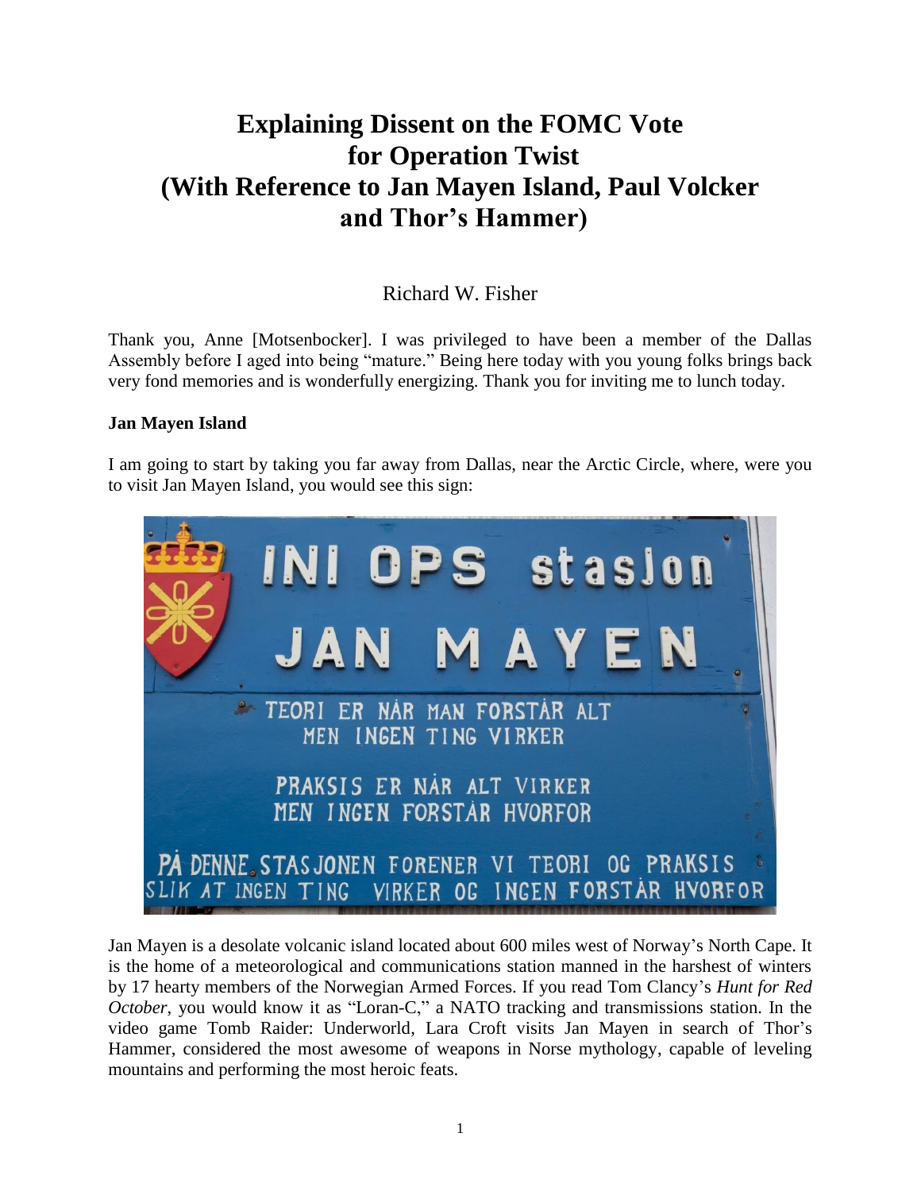# Explaining Dissent on the FOMC Vote for Operation Twist (With Reference to Jan Mayen Island, Paul Volcker and Thor's Hammer)

Richard W. Fisher

Thank you, Anne [Motsenbocker]. I was privileged to have been a member of the Dallas Assembly before I aged into being "mature." Being here today with you young folks brings back very fond memories and is wonderfully energizing. Thank you for inviting me to lunch today.

**Jan Mayen Island**

I am going to start by taking you far away from Dallas, near the Arctic Circle, where, were you to visit Jan Mayen Island, you would see this sign:

INI OPS stasjon
JAN MAYEN

TEORI ER NÅR MAN FORSTÅR ALT
MEN INGEN TING VIRKER

PRAKSIS ER NÅR ALT VIRKER
MEN INGEN FORSTÅR HVORFOR

PÅ DENNE STASJONEN FORENER VI TEORI OG PRAKSIS
SLIK AT INGEN TING VIRKER OG INGEN FORSTÅR HVORFOR

Jan Mayen is a desolate volcanic island located about 600 miles west of Norway's North Cape. It is the home of a meteorological and communications station manned in the harshest of winters by 17 hearty members of the Norwegian Armed Forces. If you read Tom Clancy's *Hunt for Red October*, you would know it as "Loran-C," a NATO tracking and transmissions station. In the video game Tomb Raider: Underworld, Lara Croft visits Jan Mayen in search of Thor's Hammer, considered the most awesome of weapons in Norse mythology, capable of leveling mountains and performing the most heroic feats.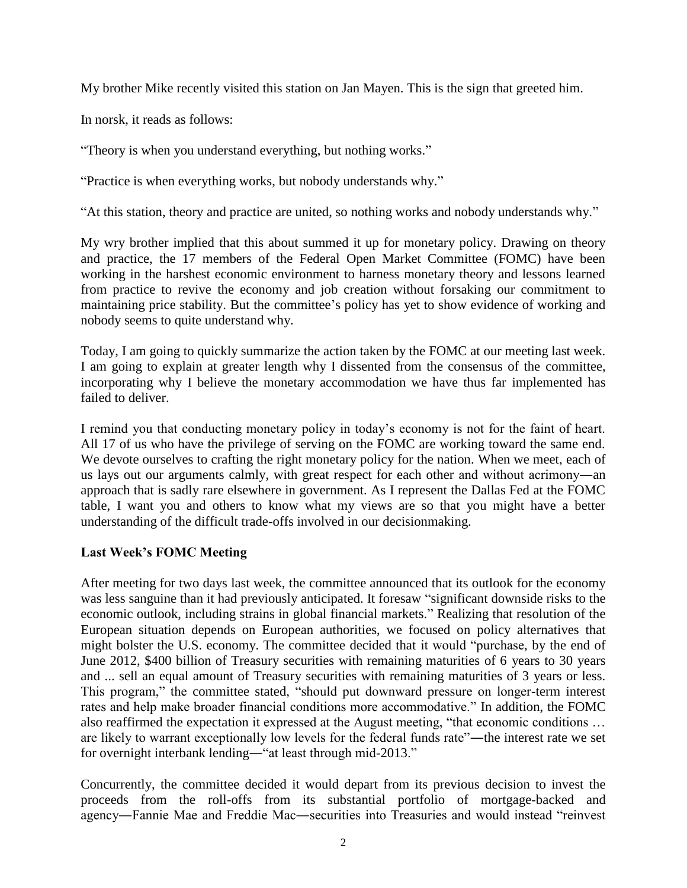My brother Mike recently visited this station on Jan Mayen. This is the sign that greeted him.

In norsk, it reads as follows:

"Theory is when you understand everything, but nothing works."

"Practice is when everything works, but nobody understands why."

"At this station, theory and practice are united, so nothing works and nobody understands why."

My wry brother implied that this about summed it up for monetary policy. Drawing on theory and practice, the 17 members of the Federal Open Market Committee (FOMC) have been working in the harshest economic environment to harness monetary theory and lessons learned from practice to revive the economy and job creation without forsaking our commitment to maintaining price stability. But the committee's policy has yet to show evidence of working and nobody seems to quite understand why.

Today, I am going to quickly summarize the action taken by the FOMC at our meeting last week. I am going to explain at greater length why I dissented from the consensus of the committee, incorporating why I believe the monetary accommodation we have thus far implemented has failed to deliver.

I remind you that conducting monetary policy in today's economy is not for the faint of heart. All 17 of us who have the privilege of serving on the FOMC are working toward the same end. We devote ourselves to crafting the right monetary policy for the nation. When we meet, each of us lays out our arguments calmly, with great respect for each other and without acrimony―an approach that is sadly rare elsewhere in government. As I represent the Dallas Fed at the FOMC table, I want you and others to know what my views are so that you might have a better understanding of the difficult trade-offs involved in our decisionmaking.

**Last Week's FOMC Meeting**

After meeting for two days last week, the committee announced that its outlook for the economy was less sanguine than it had previously anticipated. It foresaw "significant downside risks to the economic outlook, including strains in global financial markets." Realizing that resolution of the European situation depends on European authorities, we focused on policy alternatives that might bolster the U.S. economy. The committee decided that it would "purchase, by the end of June 2012, $400 billion of Treasury securities with remaining maturities of 6 years to 30 years and ... sell an equal amount of Treasury securities with remaining maturities of 3 years or less. This program," the committee stated, "should put downward pressure on longer-term interest rates and help make broader financial conditions more accommodative." In addition, the FOMC also reaffirmed the expectation it expressed at the August meeting, "that economic conditions … are likely to warrant exceptionally low levels for the federal funds rate"―the interest rate we set for overnight interbank lending―"at least through mid-2013."

Concurrently, the committee decided it would depart from its previous decision to invest the proceeds from the roll-offs from its substantial portfolio of mortgage-backed and agency―Fannie Mae and Freddie Mac―securities into Treasuries and would instead "reinvest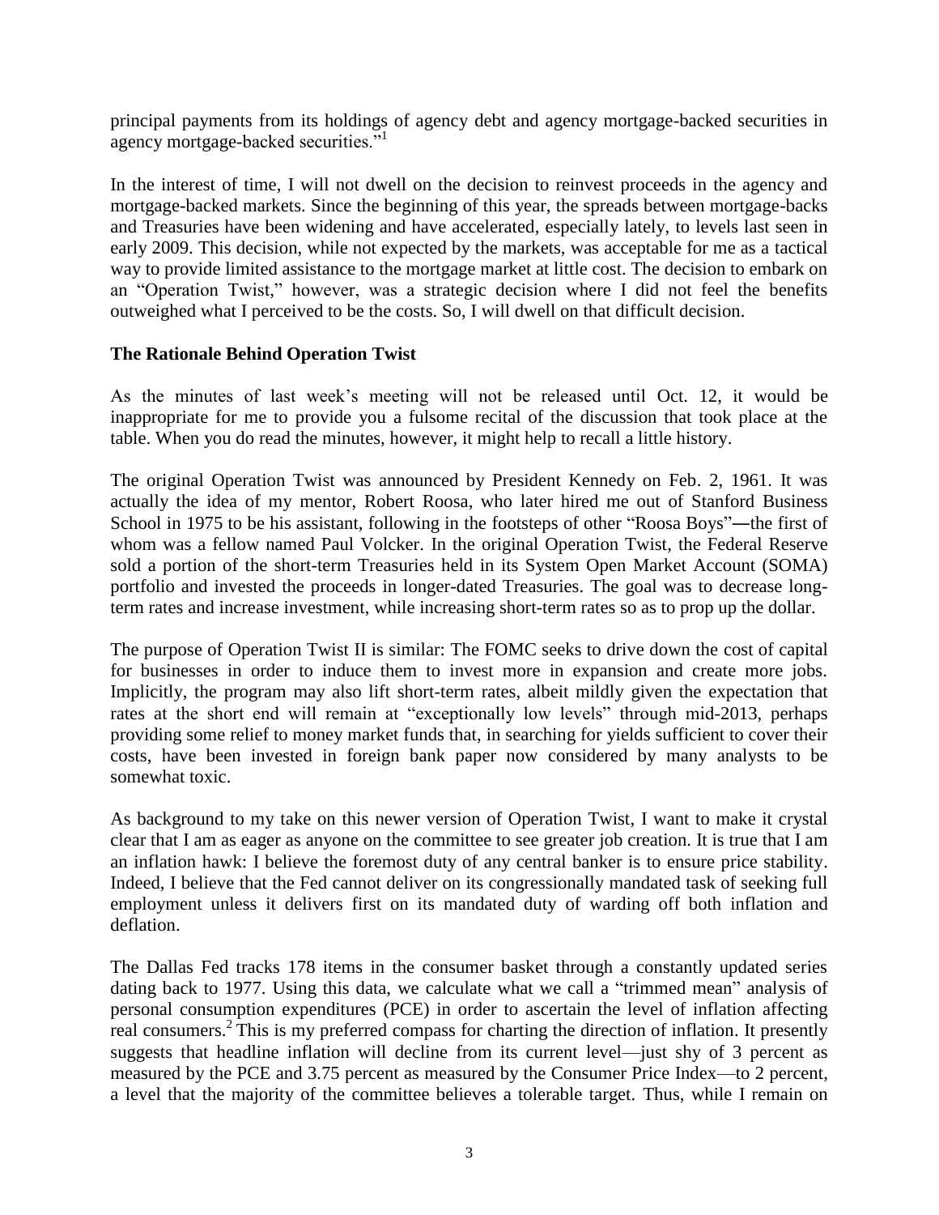principal payments from its holdings of agency debt and agency mortgage-backed securities in agency mortgage-backed securities."[1]

In the interest of time, I will not dwell on the decision to reinvest proceeds in the agency and mortgage-backed markets. Since the beginning of this year, the spreads between mortgage-backs and Treasuries have been widening and have accelerated, especially lately, to levels last seen in early 2009. This decision, while not expected by the markets, was acceptable for me as a tactical way to provide limited assistance to the mortgage market at little cost. The decision to embark on an "Operation Twist," however, was a strategic decision where I did not feel the benefits outweighed what I perceived to be the costs. So, I will dwell on that difficult decision.

**The Rationale Behind Operation Twist**

As the minutes of last week's meeting will not be released until Oct. 12, it would be inappropriate for me to provide you a fulsome recital of the discussion that took place at the table. When you do read the minutes, however, it might help to recall a little history.

The original Operation Twist was announced by President Kennedy on Feb. 2, 1961. It was actually the idea of my mentor, Robert Roosa, who later hired me out of Stanford Business School in 1975 to be his assistant, following in the footsteps of other "Roosa Boys"—the first of whom was a fellow named Paul Volcker. In the original Operation Twist, the Federal Reserve sold a portion of the short-term Treasuries held in its System Open Market Account (SOMA) portfolio and invested the proceeds in longer-dated Treasuries. The goal was to decrease long-term rates and increase investment, while increasing short-term rates so as to prop up the dollar.

The purpose of Operation Twist II is similar: The FOMC seeks to drive down the cost of capital for businesses in order to induce them to invest more in expansion and create more jobs. Implicitly, the program may also lift short-term rates, albeit mildly given the expectation that rates at the short end will remain at "exceptionally low levels" through mid-2013, perhaps providing some relief to money market funds that, in searching for yields sufficient to cover their costs, have been invested in foreign bank paper now considered by many analysts to be somewhat toxic.

As background to my take on this newer version of Operation Twist, I want to make it crystal clear that I am as eager as anyone on the committee to see greater job creation. It is true that I am an inflation hawk: I believe the foremost duty of any central banker is to ensure price stability. Indeed, I believe that the Fed cannot deliver on its congressionally mandated task of seeking full employment unless it delivers first on its mandated duty of warding off both inflation and deflation.

The Dallas Fed tracks 178 items in the consumer basket through a constantly updated series dating back to 1977. Using this data, we calculate what we call a "trimmed mean" analysis of personal consumption expenditures (PCE) in order to ascertain the level of inflation affecting real consumers.[2] This is my preferred compass for charting the direction of inflation. It presently suggests that headline inflation will decline from its current level—just shy of 3 percent as measured by the PCE and 3.75 percent as measured by the Consumer Price Index—to 2 percent, a level that the majority of the committee believes a tolerable target. Thus, while I remain on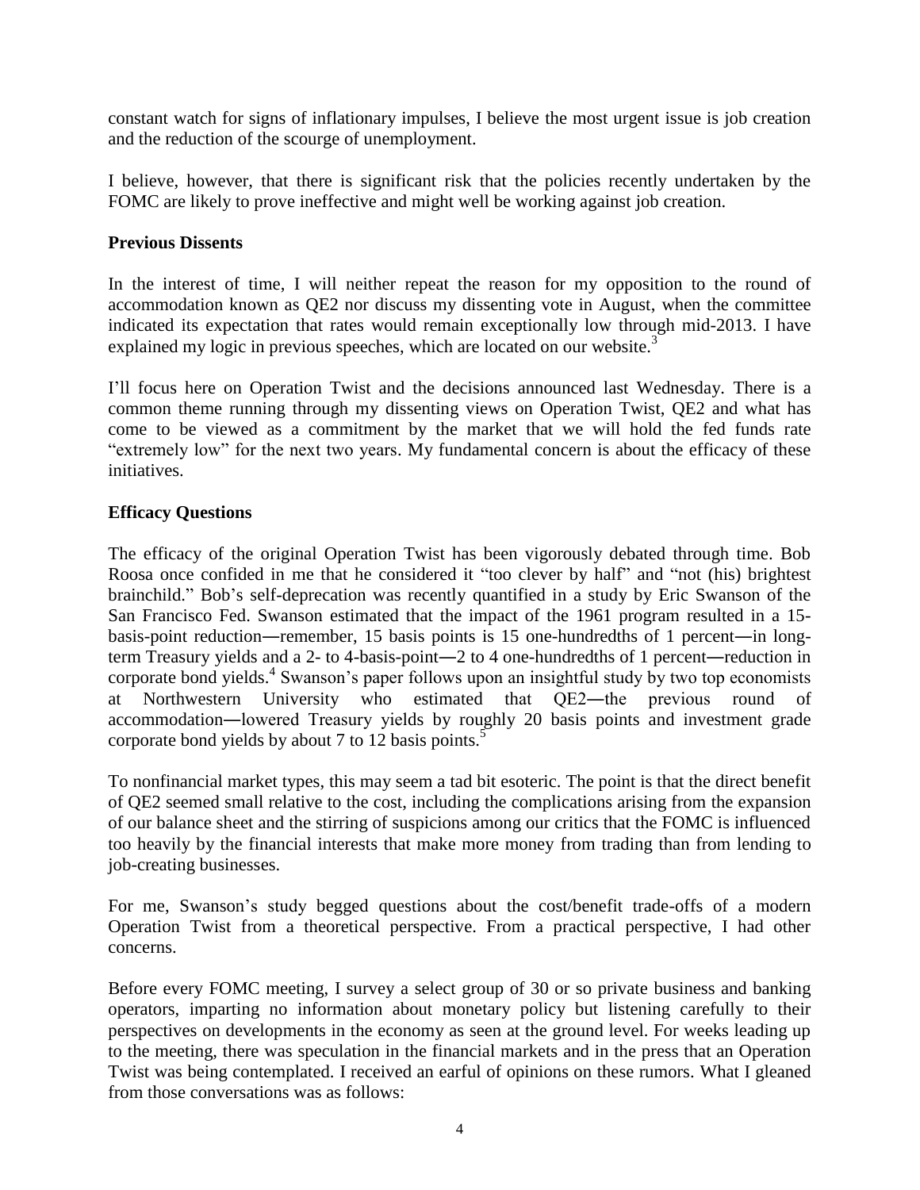constant watch for signs of inflationary impulses, I believe the most urgent issue is job creation and the reduction of the scourge of unemployment.

I believe, however, that there is significant risk that the policies recently undertaken by the FOMC are likely to prove ineffective and might well be working against job creation.

**Previous Dissents**

In the interest of time, I will neither repeat the reason for my opposition to the round of accommodation known as QE2 nor discuss my dissenting vote in August, when the committee indicated its expectation that rates would remain exceptionally low through mid-2013. I have explained my logic in previous speeches, which are located on our website.[3]

I'll focus here on Operation Twist and the decisions announced last Wednesday. There is a common theme running through my dissenting views on Operation Twist, QE2 and what has come to be viewed as a commitment by the market that we will hold the fed funds rate "extremely low" for the next two years. My fundamental concern is about the efficacy of these initiatives.

**Efficacy Questions**

The efficacy of the original Operation Twist has been vigorously debated through time. Bob Roosa once confided in me that he considered it "too clever by half" and "not (his) brightest brainchild." Bob's self-deprecation was recently quantified in a study by Eric Swanson of the San Francisco Fed. Swanson estimated that the impact of the 1961 program resulted in a 15-basis-point reduction—remember, 15 basis points is 15 one-hundredths of 1 percent—in long-term Treasury yields and a 2- to 4-basis-point—2 to 4 one-hundredths of 1 percent—reduction in corporate bond yields.[4] Swanson's paper follows upon an insightful study by two top economists at Northwestern University who estimated that QE2—the previous round of accommodation—lowered Treasury yields by roughly 20 basis points and investment grade corporate bond yields by about 7 to 12 basis points.[5]

To nonfinancial market types, this may seem a tad bit esoteric. The point is that the direct benefit of QE2 seemed small relative to the cost, including the complications arising from the expansion of our balance sheet and the stirring of suspicions among our critics that the FOMC is influenced too heavily by the financial interests that make more money from trading than from lending to job-creating businesses.

For me, Swanson's study begged questions about the cost/benefit trade-offs of a modern Operation Twist from a theoretical perspective. From a practical perspective, I had other concerns.

Before every FOMC meeting, I survey a select group of 30 or so private business and banking operators, imparting no information about monetary policy but listening carefully to their perspectives on developments in the economy as seen at the ground level. For weeks leading up to the meeting, there was speculation in the financial markets and in the press that an Operation Twist was being contemplated. I received an earful of opinions on these rumors. What I gleaned from those conversations was as follows: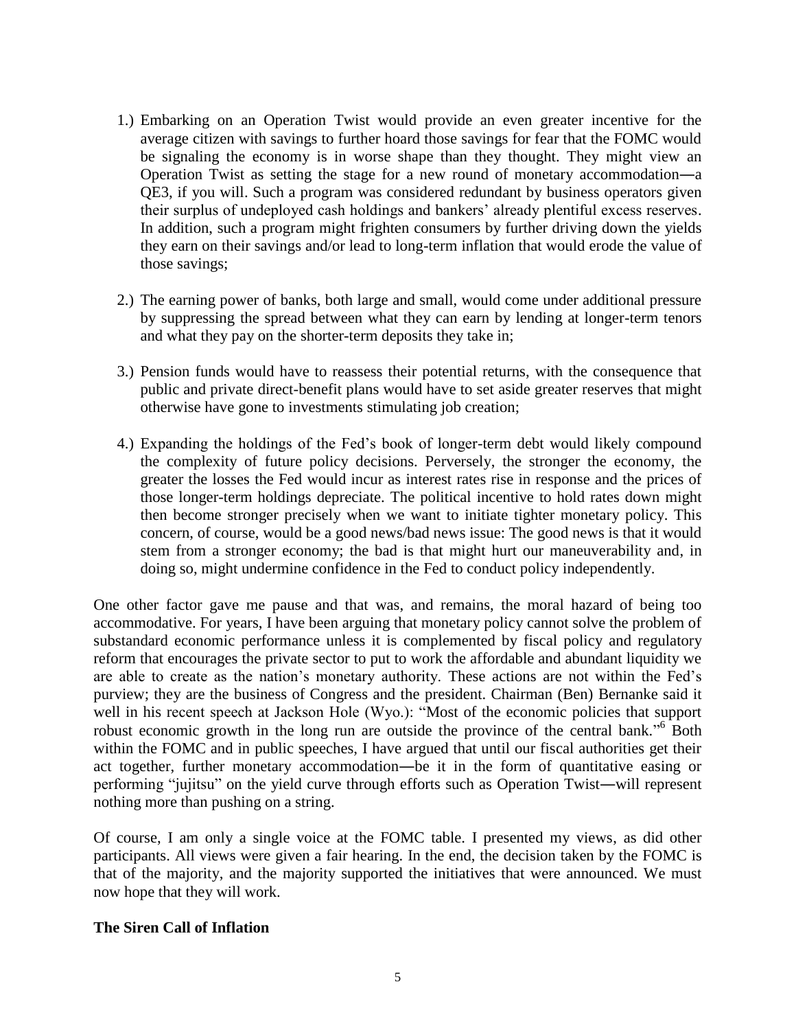1.) Embarking on an Operation Twist would provide an even greater incentive for the average citizen with savings to further hoard those savings for fear that the FOMC would be signaling the economy is in worse shape than they thought. They might view an Operation Twist as setting the stage for a new round of monetary accommodation―a QE3, if you will. Such a program was considered redundant by business operators given their surplus of undeployed cash holdings and bankers' already plentiful excess reserves. In addition, such a program might frighten consumers by further driving down the yields they earn on their savings and/or lead to long-term inflation that would erode the value of those savings;

2.) The earning power of banks, both large and small, would come under additional pressure by suppressing the spread between what they can earn by lending at longer-term tenors and what they pay on the shorter-term deposits they take in;

3.) Pension funds would have to reassess their potential returns, with the consequence that public and private direct-benefit plans would have to set aside greater reserves that might otherwise have gone to investments stimulating job creation;

4.) Expanding the holdings of the Fed's book of longer-term debt would likely compound the complexity of future policy decisions. Perversely, the stronger the economy, the greater the losses the Fed would incur as interest rates rise in response and the prices of those longer-term holdings depreciate. The political incentive to hold rates down might then become stronger precisely when we want to initiate tighter monetary policy. This concern, of course, would be a good news/bad news issue: The good news is that it would stem from a stronger economy; the bad is that might hurt our maneuverability and, in doing so, might undermine confidence in the Fed to conduct policy independently.

One other factor gave me pause and that was, and remains, the moral hazard of being too accommodative. For years, I have been arguing that monetary policy cannot solve the problem of substandard economic performance unless it is complemented by fiscal policy and regulatory reform that encourages the private sector to put to work the affordable and abundant liquidity we are able to create as the nation's monetary authority. These actions are not within the Fed's purview; they are the business of Congress and the president. Chairman (Ben) Bernanke said it well in his recent speech at Jackson Hole (Wyo.): "Most of the economic policies that support robust economic growth in the long run are outside the province of the central bank."[6] Both within the FOMC and in public speeches, I have argued that until our fiscal authorities get their act together, further monetary accommodation―be it in the form of quantitative easing or performing "jujitsu" on the yield curve through efforts such as Operation Twist―will represent nothing more than pushing on a string.

Of course, I am only a single voice at the FOMC table. I presented my views, as did other participants. All views were given a fair hearing. In the end, the decision taken by the FOMC is that of the majority, and the majority supported the initiatives that were announced. We must now hope that they will work.

**The Siren Call of Inflation**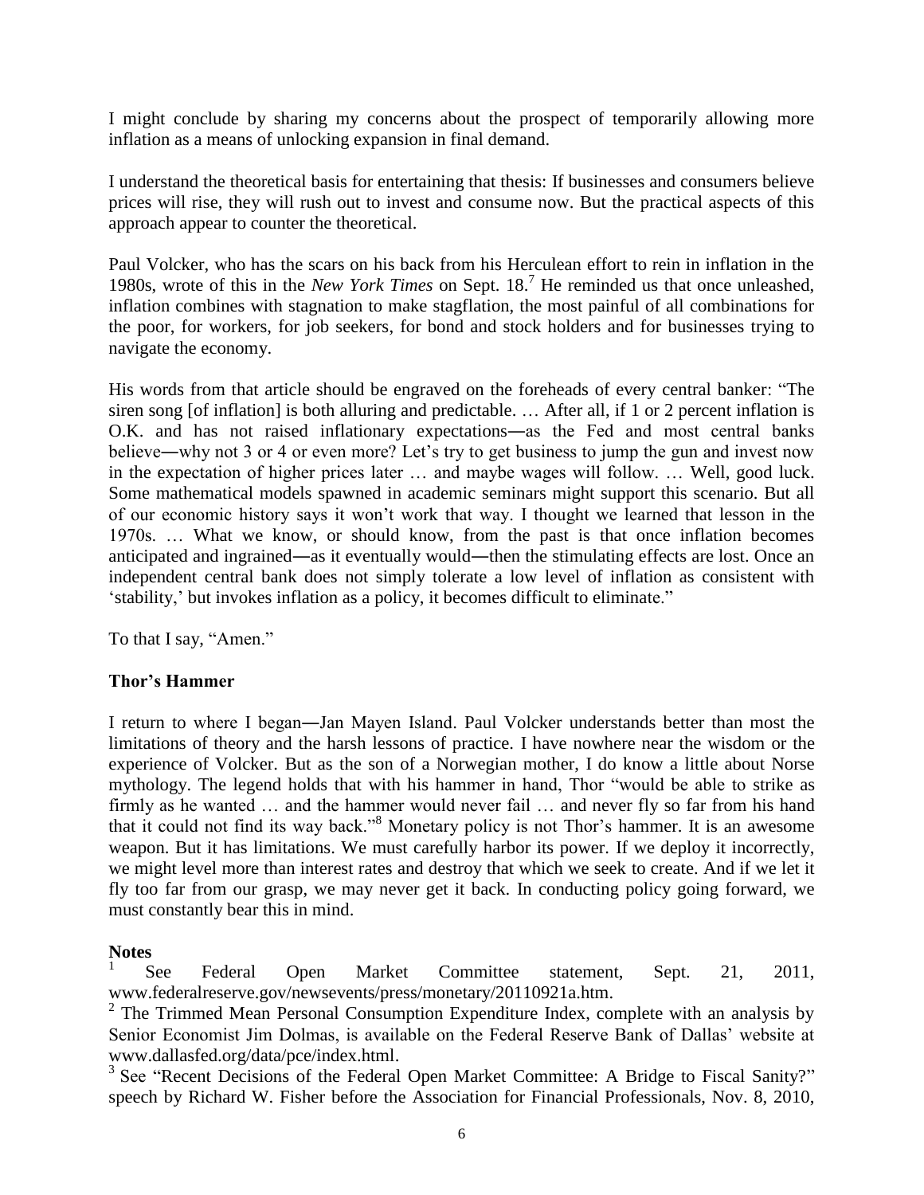I might conclude by sharing my concerns about the prospect of temporarily allowing more inflation as a means of unlocking expansion in final demand.

I understand the theoretical basis for entertaining that thesis: If businesses and consumers believe prices will rise, they will rush out to invest and consume now. But the practical aspects of this approach appear to counter the theoretical.

Paul Volcker, who has the scars on his back from his Herculean effort to rein in inflation in the 1980s, wrote of this in the *New York Times* on Sept. 18.[7] He reminded us that once unleashed, inflation combines with stagnation to make stagflation, the most painful of all combinations for the poor, for workers, for job seekers, for bond and stock holders and for businesses trying to navigate the economy.

His words from that article should be engraved on the foreheads of every central banker: "The siren song [of inflation] is both alluring and predictable. … After all, if 1 or 2 percent inflation is O.K. and has not raised inflationary expectations―as the Fed and most central banks believe―why not 3 or 4 or even more? Let's try to get business to jump the gun and invest now in the expectation of higher prices later … and maybe wages will follow. … Well, good luck. Some mathematical models spawned in academic seminars might support this scenario. But all of our economic history says it won't work that way. I thought we learned that lesson in the 1970s. … What we know, or should know, from the past is that once inflation becomes anticipated and ingrained―as it eventually would―then the stimulating effects are lost. Once an independent central bank does not simply tolerate a low level of inflation as consistent with 'stability,' but invokes inflation as a policy, it becomes difficult to eliminate."

To that I say, "Amen."

**Thor's Hammer**

I return to where I began―Jan Mayen Island. Paul Volcker understands better than most the limitations of theory and the harsh lessons of practice. I have nowhere near the wisdom or the experience of Volcker. But as the son of a Norwegian mother, I do know a little about Norse mythology. The legend holds that with his hammer in hand, Thor "would be able to strike as firmly as he wanted … and the hammer would never fail … and never fly so far from his hand that it could not find its way back."[8] Monetary policy is not Thor's hammer. It is an awesome weapon. But it has limitations. We must carefully harbor its power. If we deploy it incorrectly, we might level more than interest rates and destroy that which we seek to create. And if we let it fly too far from our grasp, we may never get it back. In conducting policy going forward, we must constantly bear this in mind.

**Notes**

[1] See Federal Open Market Committee statement, Sept. 21, 2011, www.federalreserve.gov/newsevents/press/monetary/20110921a.htm.

[2] The Trimmed Mean Personal Consumption Expenditure Index, complete with an analysis by Senior Economist Jim Dolmas, is available on the Federal Reserve Bank of Dallas' website at www.dallasfed.org/data/pce/index.html.

[3] See "Recent Decisions of the Federal Open Market Committee: A Bridge to Fiscal Sanity?" speech by Richard W. Fisher before the Association for Financial Professionals, Nov. 8, 2010,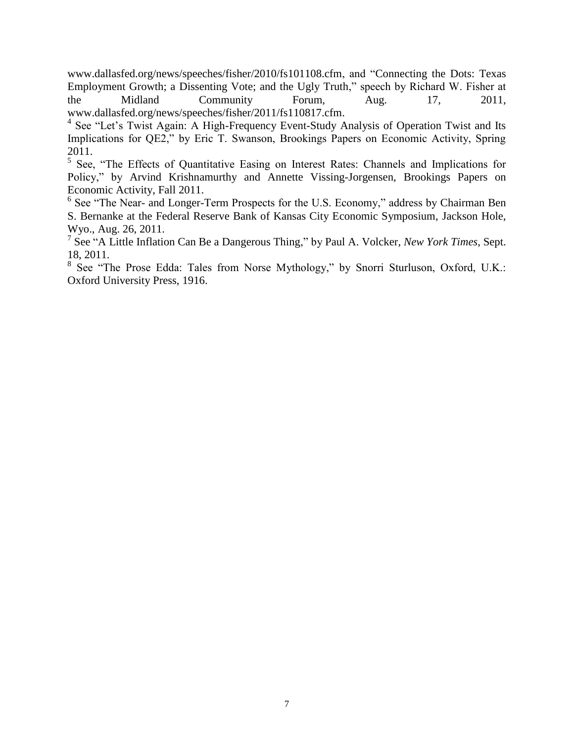www.dallasfed.org/news/speeches/fisher/2010/fs101108.cfm, and "Connecting the Dots: Texas Employment Growth; a Dissenting Vote; and the Ugly Truth," speech by Richard W. Fisher at the Midland Community Forum, Aug. 17, 2011, www.dallasfed.org/news/speeches/fisher/2011/fs110817.cfm.

[4] See "Let's Twist Again: A High-Frequency Event-Study Analysis of Operation Twist and Its Implications for QE2," by Eric T. Swanson, Brookings Papers on Economic Activity, Spring 2011.

[5] See, "The Effects of Quantitative Easing on Interest Rates: Channels and Implications for Policy," by Arvind Krishnamurthy and Annette Vissing-Jorgensen, Brookings Papers on Economic Activity, Fall 2011.

[6] See "The Near- and Longer-Term Prospects for the U.S. Economy," address by Chairman Ben S. Bernanke at the Federal Reserve Bank of Kansas City Economic Symposium, Jackson Hole, Wyo., Aug. 26, 2011.

[7] See "A Little Inflation Can Be a Dangerous Thing," by Paul A. Volcker, *New York Times*, Sept. 18, 2011.

[8] See "The Prose Edda: Tales from Norse Mythology," by Snorri Sturluson, Oxford, U.K.: Oxford University Press, 1916.